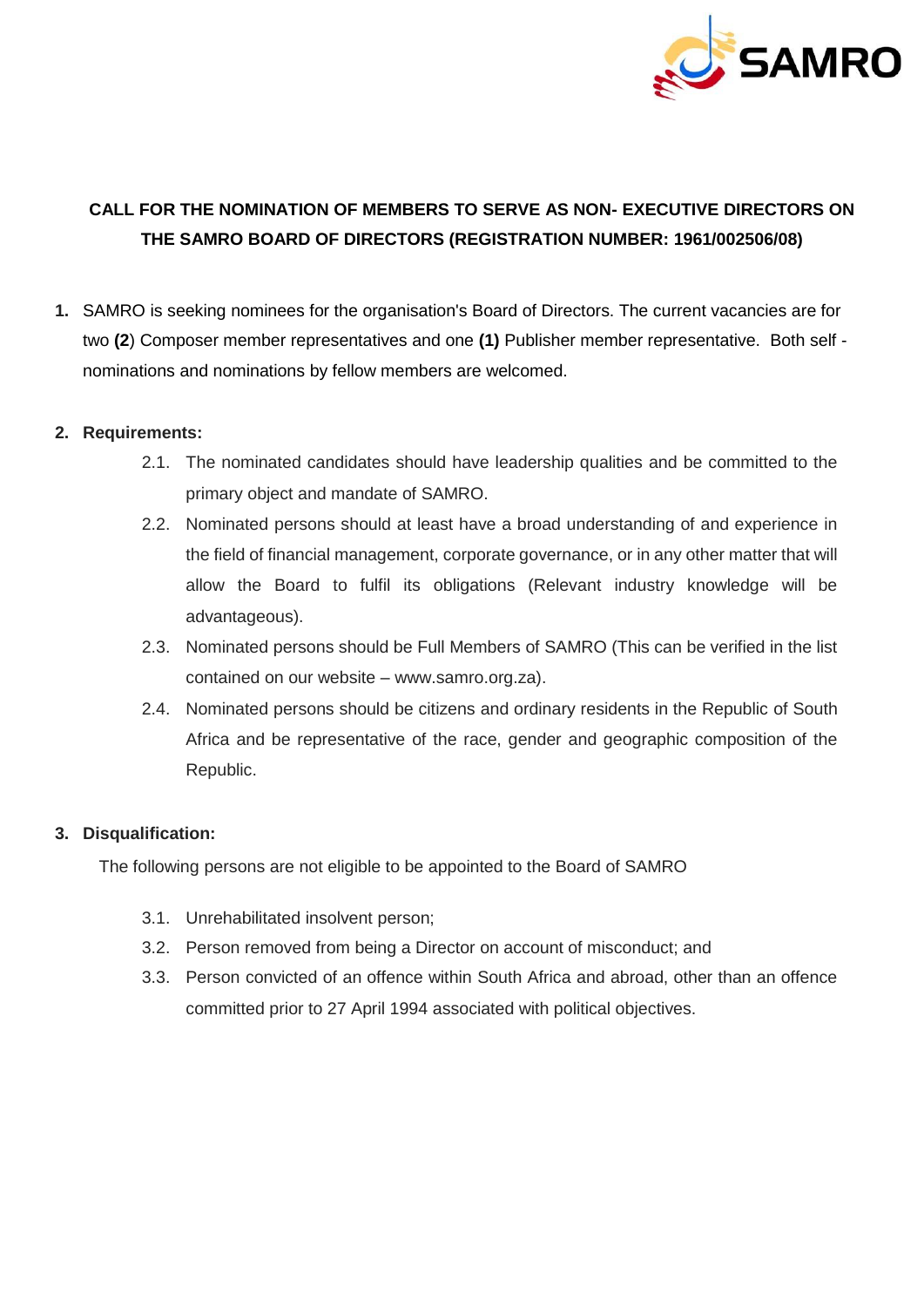**CALL FOR THE NOMINATION OF MEMBERS TO SERVE AS NON- EXECUTIVE DIRECTORS ON THE SAMRO BOARD OF DIRECTORS (REGISTRATION NUMBER: 1961/002506/08)**

**1.** SAMRO is seeking nominees for the organisation's Board of Directors. The current vacancies are for two **(2**) Composer member representatives and one **(1)** Publisher member representative. Both self - nominations and nominations by fellow members are welcomed.

**2. Requirements:**

2.1. The nominated candidates should have leadership qualities and be committed to the primary object and mandate of SAMRO.

2.2. Nominated persons should at least have a broad understanding of and experience in the field of financial management, corporate governance, or in any other matter that will allow the Board to fulfil its obligations (Relevant industry knowledge will be advantageous).

2.3. Nominated persons should be Full Members of SAMRO (This can be verified in the list contained on our website – www.samro.org.za).

2.4. Nominated persons should be citizens and ordinary residents in the Republic of South Africa and be representative of the race, gender and geographic composition of the Republic.

**3. Disqualification:**

The following persons are not eligible to be appointed to the Board of SAMRO

3.1. Unrehabilitated insolvent person;

3.2. Person removed from being a Director on account of misconduct; and

3.3. Person convicted of an offence within South Africa and abroad, other than an offence committed prior to 27 April 1994 associated with political objectives.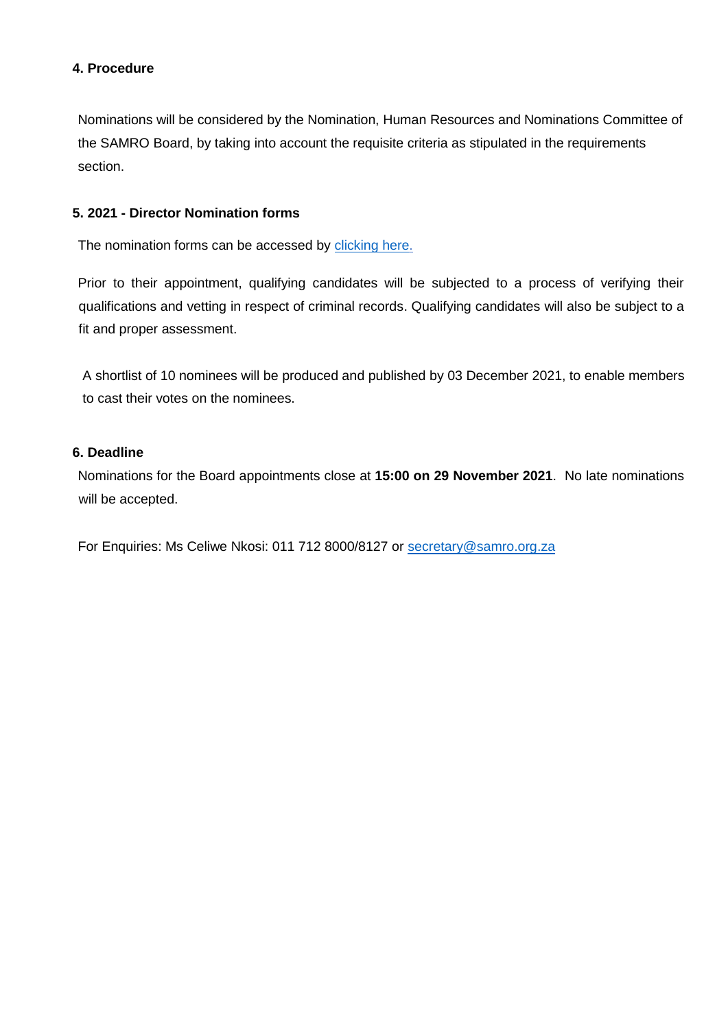**4. Procedure**

Nominations will be considered by the Nomination, Human Resources and Nominations Committee of the SAMRO Board, by taking into account the requisite criteria as stipulated in the requirements section.

**5. 2021 - Director Nomination forms**

The nomination forms can be accessed by clicking here.

Prior to their appointment, qualifying candidates will be subjected to a process of verifying their qualifications and vetting in respect of criminal records. Qualifying candidates will also be subject to a fit and proper assessment.

A shortlist of 10 nominees will be produced and published by 03 December 2021, to enable members to cast their votes on the nominees.

**6. Deadline**

Nominations for the Board appointments close at **15:00 on 29 November 2021**. No late nominations will be accepted.

For Enquiries: Ms Celiwe Nkosi: 011 712 8000/8127 or secretary@samro.org.za